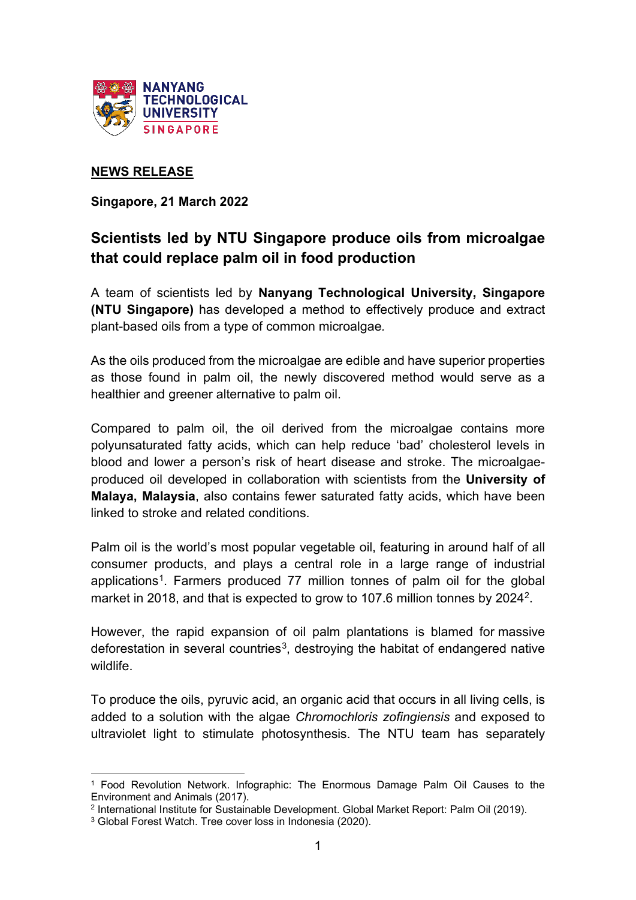**NEWS RELEASE**

**Singapore, 21 March 2022**

## Scientists led by NTU Singapore produce oils from microalgae that could replace palm oil in food production

A team of scientists led by **Nanyang Technological University, Singapore (NTU Singapore)** has developed a method to effectively produce and extract plant-based oils from a type of common microalgae.

As the oils produced from the microalgae are edible and have superior properties as those found in palm oil, the newly discovered method would serve as a healthier and greener alternative to palm oil.

Compared to palm oil, the oil derived from the microalgae contains more polyunsaturated fatty acids, which can help reduce 'bad' cholesterol levels in blood and lower a person's risk of heart disease and stroke. The microalgae-produced oil developed in collaboration with scientists from the **University of Malaya, Malaysia**, also contains fewer saturated fatty acids, which have been linked to stroke and related conditions.

Palm oil is the world's most popular vegetable oil, featuring in around half of all consumer products, and plays a central role in a large range of industrial applications[1]. Farmers produced 77 million tonnes of palm oil for the global market in 2018, and that is expected to grow to 107.6 million tonnes by 2024[2].

However, the rapid expansion of oil palm plantations is blamed for massive deforestation in several countries[3], destroying the habitat of endangered native wildlife.

To produce the oils, pyruvic acid, an organic acid that occurs in all living cells, is added to a solution with the algae *Chromochloris zofingiensis* and exposed to ultraviolet light to stimulate photosynthesis. The NTU team has separately

[1] Food Revolution Network. Infographic: The Enormous Damage Palm Oil Causes to the Environment and Animals (2017).

[2] International Institute for Sustainable Development. Global Market Report: Palm Oil (2019).

[3] Global Forest Watch. Tree cover loss in Indonesia (2020).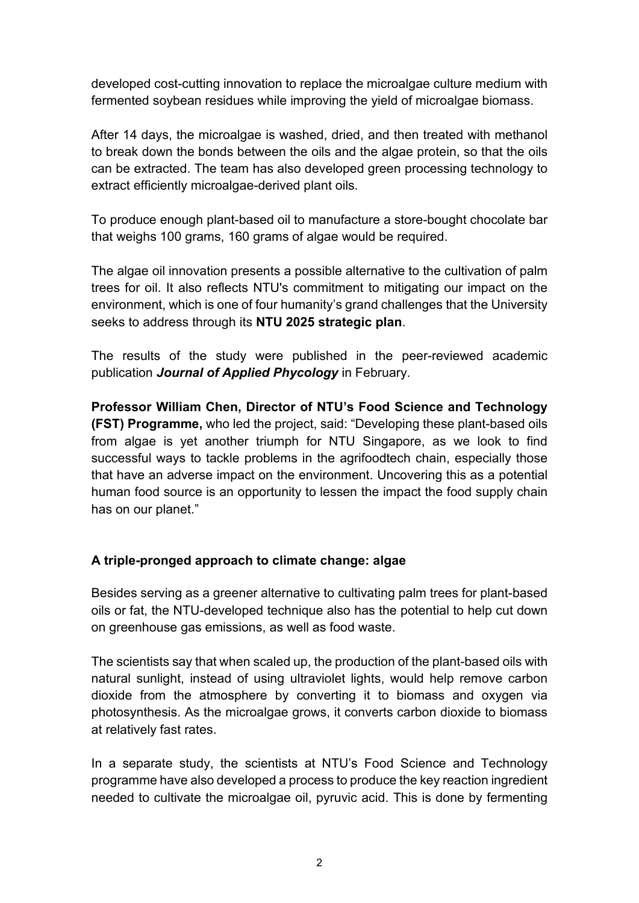developed cost-cutting innovation to replace the microalgae culture medium with fermented soybean residues while improving the yield of microalgae biomass.

After 14 days, the microalgae is washed, dried, and then treated with methanol to break down the bonds between the oils and the algae protein, so that the oils can be extracted. The team has also developed green processing technology to extract efficiently microalgae-derived plant oils.

To produce enough plant-based oil to manufacture a store-bought chocolate bar that weighs 100 grams, 160 grams of algae would be required.

The algae oil innovation presents a possible alternative to the cultivation of palm trees for oil. It also reflects NTU's commitment to mitigating our impact on the environment, which is one of four humanity's grand challenges that the University seeks to address through its **NTU 2025 strategic plan**.

The results of the study were published in the peer-reviewed academic publication ***Journal of Applied Phycology*** in February.

**Professor William Chen, Director of NTU's Food Science and Technology (FST) Programme,** who led the project, said: "Developing these plant-based oils from algae is yet another triumph for NTU Singapore, as we look to find successful ways to tackle problems in the agrifoodtech chain, especially those that have an adverse impact on the environment. Uncovering this as a potential human food source is an opportunity to lessen the impact the food supply chain has on our planet."

**A triple-pronged approach to climate change: algae**

Besides serving as a greener alternative to cultivating palm trees for plant-based oils or fat, the NTU-developed technique also has the potential to help cut down on greenhouse gas emissions, as well as food waste.

The scientists say that when scaled up, the production of the plant-based oils with natural sunlight, instead of using ultraviolet lights, would help remove carbon dioxide from the atmosphere by converting it to biomass and oxygen via photosynthesis. As the microalgae grows, it converts carbon dioxide to biomass at relatively fast rates.

In a separate study, the scientists at NTU's Food Science and Technology programme have also developed a process to produce the key reaction ingredient needed to cultivate the microalgae oil, pyruvic acid. This is done by fermenting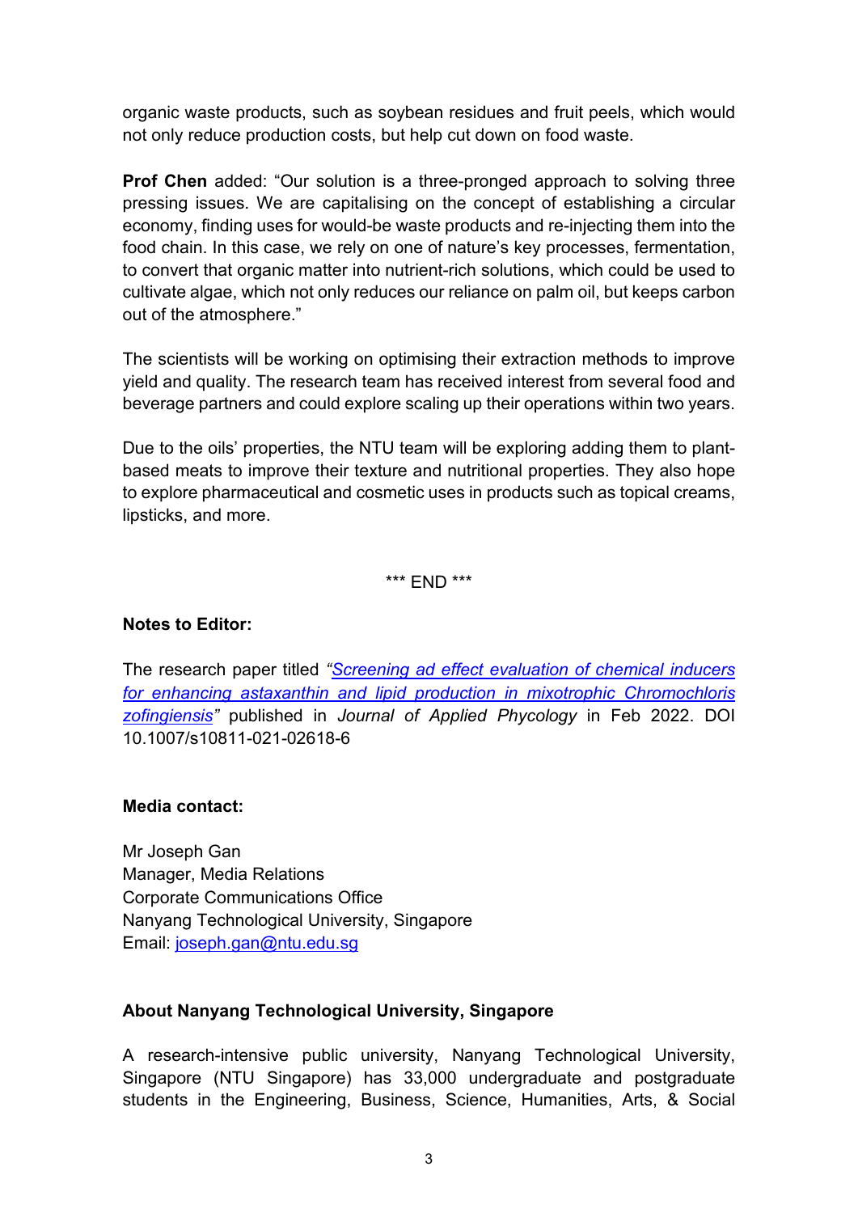organic waste products, such as soybean residues and fruit peels, which would not only reduce production costs, but help cut down on food waste.

**Prof Chen** added: "Our solution is a three-pronged approach to solving three pressing issues. We are capitalising on the concept of establishing a circular economy, finding uses for would-be waste products and re-injecting them into the food chain. In this case, we rely on one of nature's key processes, fermentation, to convert that organic matter into nutrient-rich solutions, which could be used to cultivate algae, which not only reduces our reliance on palm oil, but keeps carbon out of the atmosphere."

The scientists will be working on optimising their extraction methods to improve yield and quality. The research team has received interest from several food and beverage partners and could explore scaling up their operations within two years.

Due to the oils' properties, the NTU team will be exploring adding them to plant-based meats to improve their texture and nutritional properties. They also hope to explore pharmaceutical and cosmetic uses in products such as topical creams, lipsticks, and more.

*** END ***

**Notes to Editor:**

The research paper titled *"Screening ad effect evaluation of chemical inducers for enhancing astaxanthin and lipid production in mixotrophic Chromochloris zofingiensis"* published in *Journal of Applied Phycology* in Feb 2022. DOI 10.1007/s10811-021-02618-6

**Media contact:**

Mr Joseph Gan
Manager, Media Relations
Corporate Communications Office
Nanyang Technological University, Singapore
Email: joseph.gan@ntu.edu.sg

**About Nanyang Technological University, Singapore**

A research-intensive public university, Nanyang Technological University, Singapore (NTU Singapore) has 33,000 undergraduate and postgraduate students in the Engineering, Business, Science, Humanities, Arts, & Social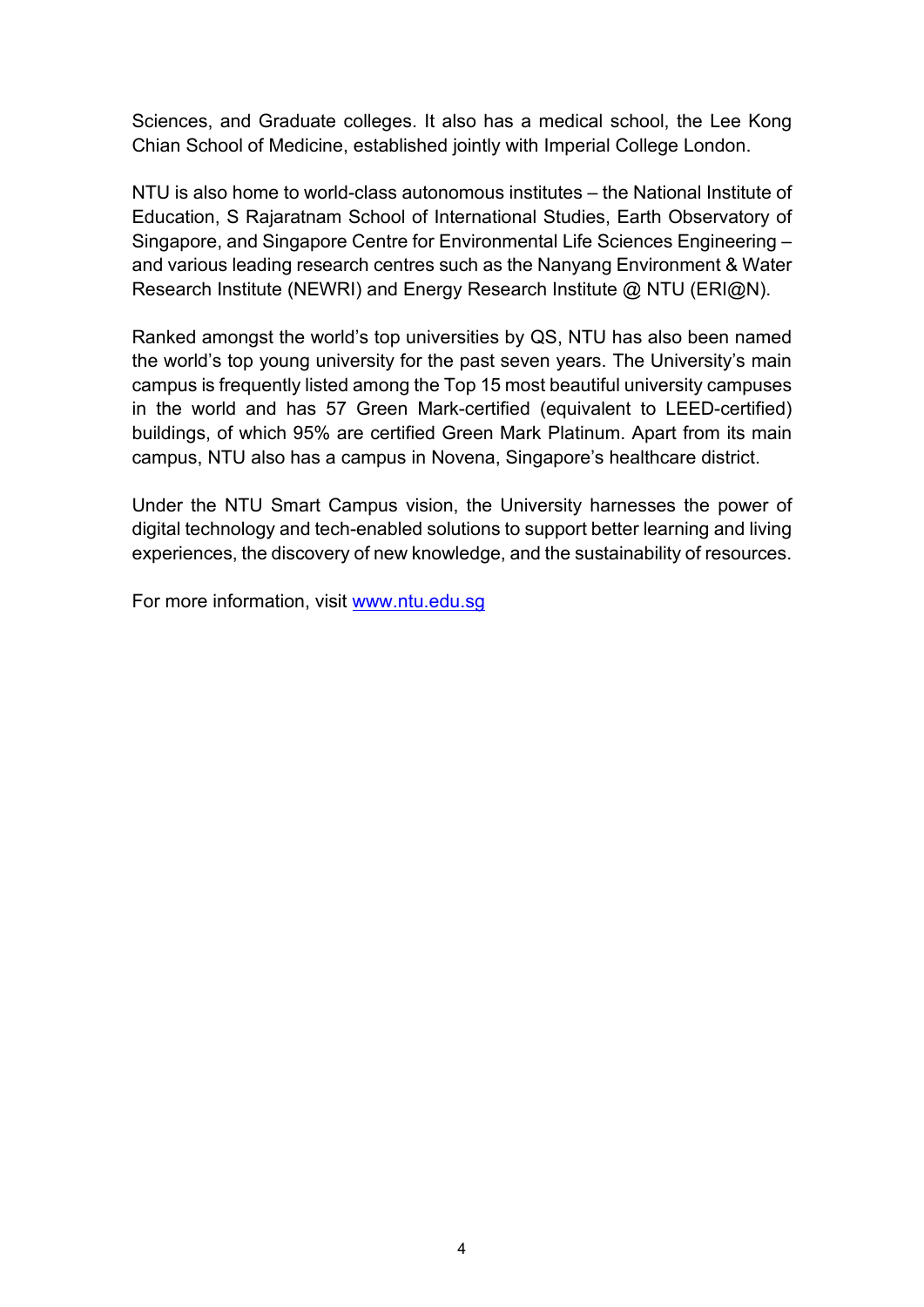Sciences, and Graduate colleges. It also has a medical school, the Lee Kong Chian School of Medicine, established jointly with Imperial College London.

NTU is also home to world-class autonomous institutes – the National Institute of Education, S Rajaratnam School of International Studies, Earth Observatory of Singapore, and Singapore Centre for Environmental Life Sciences Engineering – and various leading research centres such as the Nanyang Environment & Water Research Institute (NEWRI) and Energy Research Institute @ NTU (ERI@N).

Ranked amongst the world's top universities by QS, NTU has also been named the world's top young university for the past seven years. The University's main campus is frequently listed among the Top 15 most beautiful university campuses in the world and has 57 Green Mark-certified (equivalent to LEED-certified) buildings, of which 95% are certified Green Mark Platinum. Apart from its main campus, NTU also has a campus in Novena, Singapore's healthcare district.

Under the NTU Smart Campus vision, the University harnesses the power of digital technology and tech-enabled solutions to support better learning and living experiences, the discovery of new knowledge, and the sustainability of resources.

For more information, visit [www.ntu.edu.sg](http://www.ntu.edu.sg)